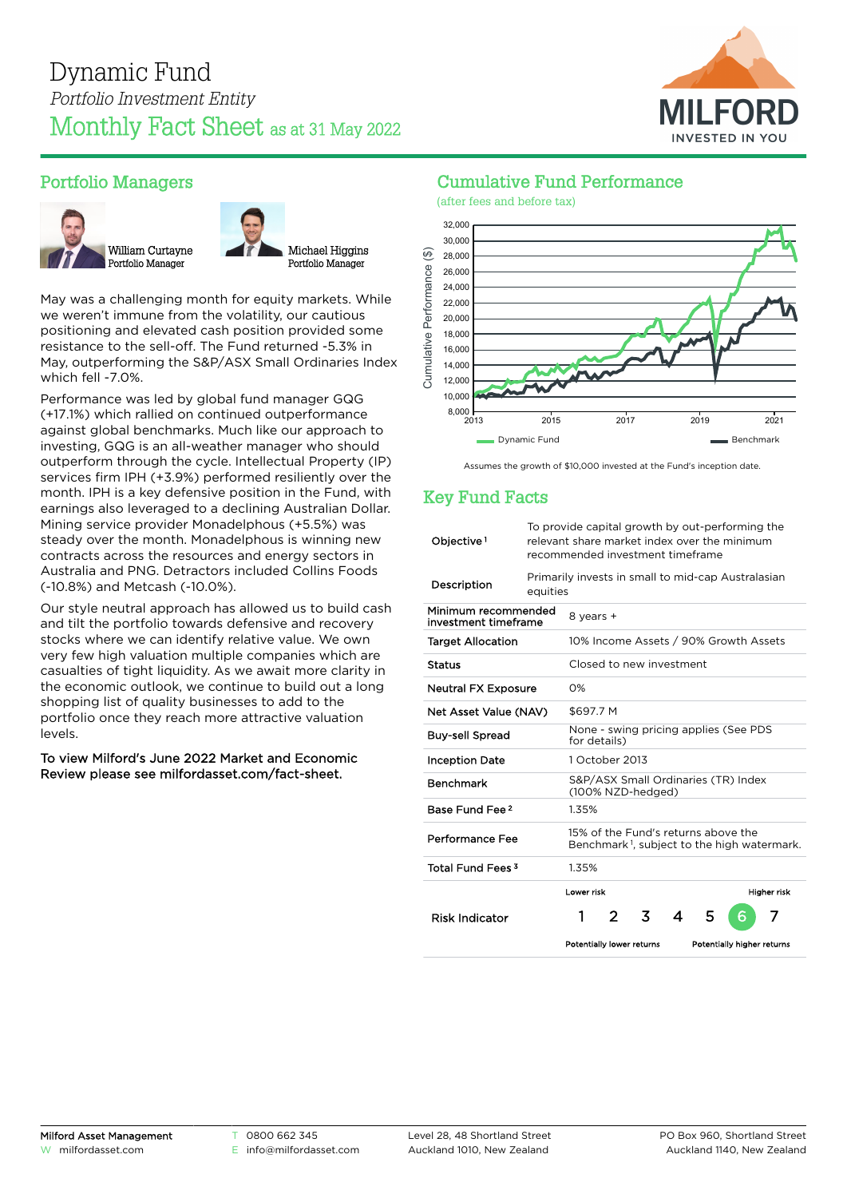# Dynamic Fund

*Portfolio Investment Entity*

## Monthly Fact Sheet as at 31 May 2022

MILFORD
INVESTED IN YOU

## Portfolio Managers

William Curtayne
Portfolio Manager

Michael Higgins
Portfolio Manager

May was a challenging month for equity markets. While we weren't immune from the volatility, our cautious positioning and elevated cash position provided some resistance to the sell-off. The Fund returned -5.3% in May, outperforming the S&P/ASX Small Ordinaries Index which fell -7.0%.

Performance was led by global fund manager GQG (+17.1%) which rallied on continued outperformance against global benchmarks. Much like our approach to investing, GQG is an all-weather manager who should outperform through the cycle. Intellectual Property (IP) services firm IPH (+3.9%) performed resiliently over the month. IPH is a key defensive position in the Fund, with earnings also leveraged to a declining Australian Dollar. Mining service provider Monadelphous (+5.5%) was steady over the month. Monadelphous is winning new contracts across the resources and energy sectors in Australia and PNG. Detractors included Collins Foods (-10.8%) and Metcash (-10.0%).

Our style neutral approach has allowed us to build cash and tilt the portfolio towards defensive and recovery stocks where we can identify relative value. We own very few high valuation multiple companies which are casualties of tight liquidity. As we await more clarity in the economic outlook, we continue to build out a long shopping list of quality businesses to add to the portfolio once they reach more attractive valuation levels.

**To view Milford's June 2022 Market and Economic Review please see milfordasset.com/fact-sheet.**

## Cumulative Fund Performance

(after fees and before tax)

Cumulative Performance ($): 8,000 – 32,000; 2013 – 2021. Legend: Dynamic Fund, Benchmark

Assumes the growth of $10,000 invested at the Fund's inception date.

## Key Fund Facts

| | |
|---|---|
| Objective[1] | To provide capital growth by out-performing the relevant share market index over the minimum recommended investment timeframe |
| Description | Primarily invests in small to mid-cap Australasian equities |
| Minimum recommended investment timeframe | 8 years + |
| Target Allocation | 10% Income Assets / 90% Growth Assets |
| Status | Closed to new investment |
| Neutral FX Exposure | 0% |
| Net Asset Value (NAV) | $697.7 M |
| Buy-sell Spread | None - swing pricing applies (See PDS for details) |
| Inception Date | 1 October 2013 |
| Benchmark | S&P/ASX Small Ordinaries (TR) Index (100% NZD-hedged) |
| Base Fund Fee[2] | 1.35% |
| Performance Fee | 15% of the Fund's returns above the Benchmark[1], subject to the high watermark. |
| Total Fund Fees[3] | 1.35% |
| Risk Indicator | Lower risk — Higher risk: 1 2 3 4 5 **6** 7 (Potentially lower returns — Potentially higher returns) |

Milford Asset Management
W milfordasset.com
T 0800 662 345
E info@milfordasset.com
Level 28, 48 Shortland Street
Auckland 1010, New Zealand
PO Box 960, Shortland Street
Auckland 1140, New Zealand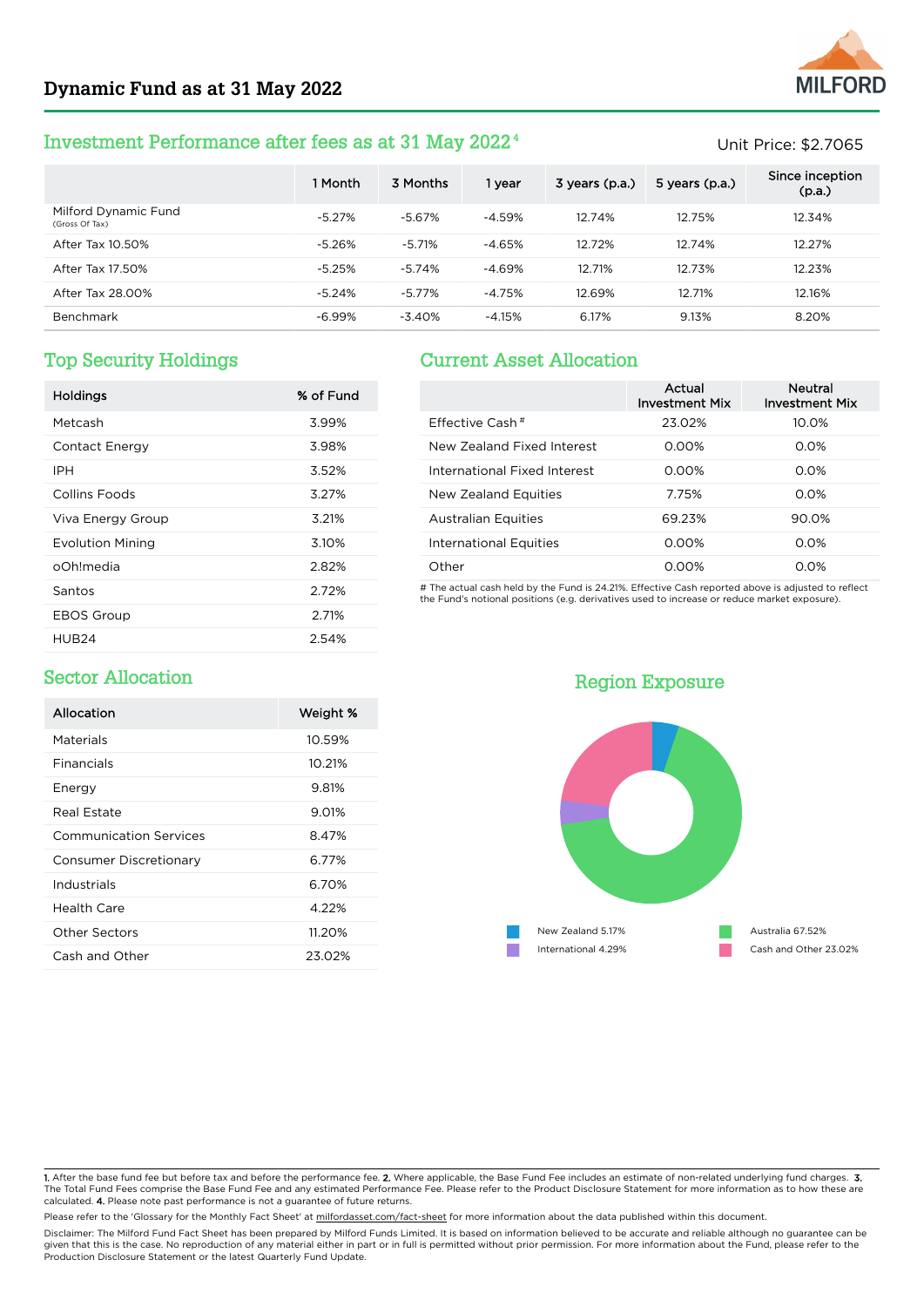# Dynamic Fund as at 31 May 2022

## Investment Performance after fees as at 31 May 2022[4]

Unit Price: $2.7065

| | 1 Month | 3 Months | 1 year | 3 years (p.a.) | 5 years (p.a.) | Since inception (p.a.) |
|---|---|---|---|---|---|---|
| Milford Dynamic Fund (Gross Of Tax) | -5.27% | -5.67% | -4.59% | 12.74% | 12.75% | 12.34% |
| After Tax 10.50% | -5.26% | -5.71% | -4.65% | 12.72% | 12.74% | 12.27% |
| After Tax 17.50% | -5.25% | -5.74% | -4.69% | 12.71% | 12.73% | 12.23% |
| After Tax 28.00% | -5.24% | -5.77% | -4.75% | 12.69% | 12.71% | 12.16% |
| Benchmark | -6.99% | -3.40% | -4.15% | 6.17% | 9.13% | 8.20% |

## Top Security Holdings

| Holdings | % of Fund |
|---|---|
| Metcash | 3.99% |
| Contact Energy | 3.98% |
| IPH | 3.52% |
| Collins Foods | 3.27% |
| Viva Energy Group | 3.21% |
| Evolution Mining | 3.10% |
| oOh!media | 2.82% |
| Santos | 2.72% |
| EBOS Group | 2.71% |
| HUB24 | 2.54% |

## Current Asset Allocation

| | Actual Investment Mix | Neutral Investment Mix |
|---|---|---|
| Effective Cash # | 23.02% | 10.0% |
| New Zealand Fixed Interest | 0.00% | 0.0% |
| International Fixed Interest | 0.00% | 0.0% |
| New Zealand Equities | 7.75% | 0.0% |
| Australian Equities | 69.23% | 90.0% |
| International Equities | 0.00% | 0.0% |
| Other | 0.00% | 0.0% |

# The actual cash held by the Fund is 24.21%. Effective Cash reported above is adjusted to reflect the Fund's notional positions (e.g. derivatives used to increase or reduce market exposure).

## Sector Allocation

| Allocation | Weight % |
|---|---|
| Materials | 10.59% |
| Financials | 10.21% |
| Energy | 9.81% |
| Real Estate | 9.01% |
| Communication Services | 8.47% |
| Consumer Discretionary | 6.77% |
| Industrials | 6.70% |
| Health Care | 4.22% |
| Other Sectors | 11.20% |
| Cash and Other | 23.02% |

## Region Exposure

New Zealand 5.17%
International 4.29%
Australia 67.52%
Cash and Other 23.02%

1. After the base fund fee but before tax and before the performance fee. 2. Where applicable, the Base Fund Fee includes an estimate of non-related underlying fund charges. 3. The Total Fund Fees comprise the Base Fund Fee and any estimated Performance Fee. Please refer to the Product Disclosure Statement for more information as to how these are calculated. 4. Please note past performance is not a guarantee of future returns.

Please refer to the 'Glossary for the Monthly Fact Sheet' at milfordasset.com/fact-sheet for more information about the data published within this document.

Disclaimer: The Milford Fund Fact Sheet has been prepared by Milford Funds Limited. It is based on information believed to be accurate and reliable although no guarantee can be given that this is the case. No reproduction of any material either in part or in full is permitted without prior permission. For more information about the Fund, please refer to the Production Disclosure Statement or the latest Quarterly Fund Update.